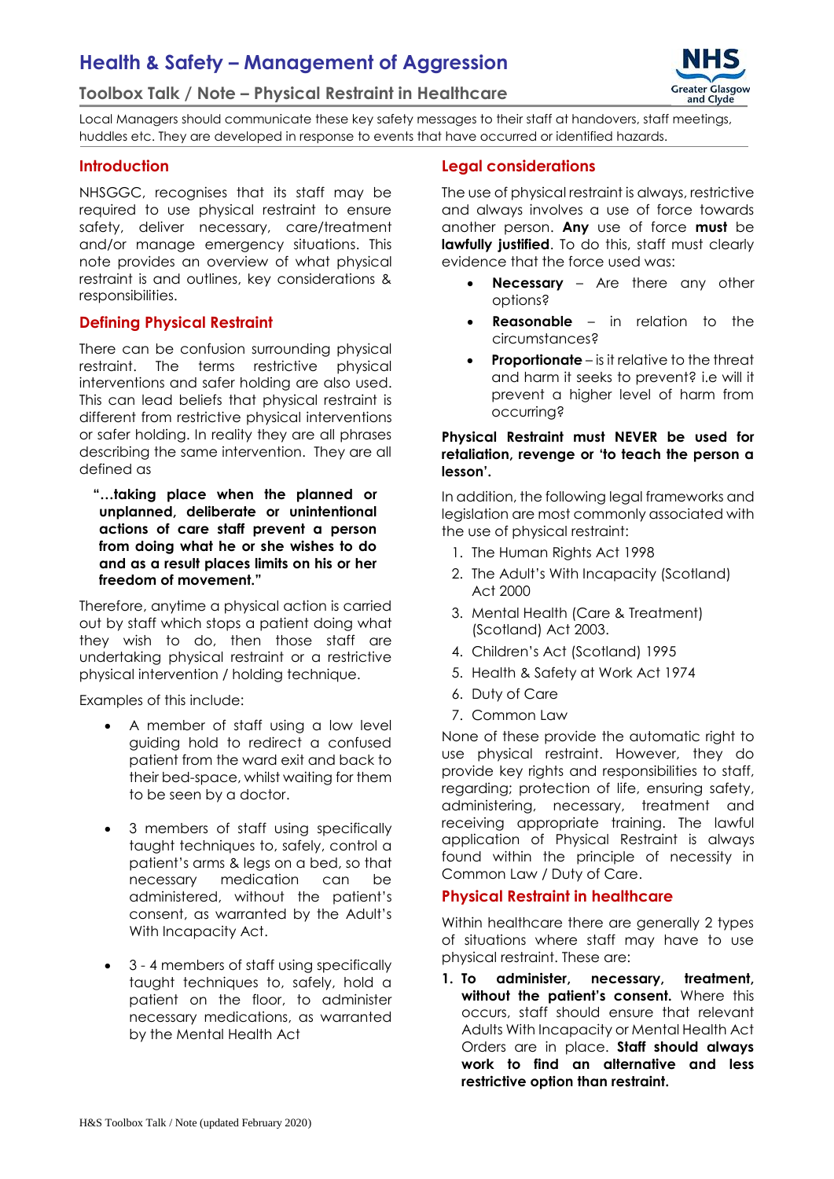# Health & Safety – Management of Aggression

## Toolbox Talk / Note – Physical Restraint in Healthcare

Local Managers should communicate these key safety messages to their staff at handovers, staff meetings, huddles etc. They are developed in response to events that have occurred or identified hazards.

### Introduction

NHSGGC, recognises that its staff may be required to use physical restraint to ensure safety, deliver necessary, care/treatment and/or manage emergency situations. This note provides an overview of what physical restraint is and outlines, key considerations & responsibilities.

### Defining Physical Restraint

There can be confusion surrounding physical restraint. The terms restrictive physical interventions and safer holding are also used. This can lead beliefs that physical restraint is different from restrictive physical interventions or safer holding. In reality they are all phrases describing the same intervention. They are all defined as

> **"…taking place when the planned or unplanned, deliberate or unintentional actions of care staff prevent a person from doing what he or she wishes to do and as a result places limits on his or her freedom of movement."**

Therefore, anytime a physical action is carried out by staff which stops a patient doing what they wish to do, then those staff are undertaking physical restraint or a restrictive physical intervention / holding technique.

Examples of this include:

- A member of staff using a low level guiding hold to redirect a confused patient from the ward exit and back to their bed-space, whilst waiting for them to be seen by a doctor.
- 3 members of staff using specifically taught techniques to, safely, control a patient's arms & legs on a bed, so that necessary medication can be administered, without the patient's consent, as warranted by the Adult's With Incapacity Act.
- 3 - 4 members of staff using specifically taught techniques to, safely, hold a patient on the floor, to administer necessary medications, as warranted by the Mental Health Act

### Legal considerations

The use of physical restraint is always, restrictive and always involves a use of force towards another person. **Any** use of force **must** be **lawfully justified**. To do this, staff must clearly evidence that the force used was:

- **Necessary** – Are there any other options?
- **Reasonable** – in relation to the circumstances?
- **Proportionate** – is it relative to the threat and harm it seeks to prevent? i.e will it prevent a higher level of harm from occurring?

**Physical Restraint must NEVER be used for retaliation, revenge or 'to teach the person a lesson'.**

In addition, the following legal frameworks and legislation are most commonly associated with the use of physical restraint:

1. The Human Rights Act 1998
2. The Adult's With Incapacity (Scotland) Act 2000
3. Mental Health (Care & Treatment) (Scotland) Act 2003.
4. Children's Act (Scotland) 1995
5. Health & Safety at Work Act 1974
6. Duty of Care
7. Common Law

None of these provide the automatic right to use physical restraint. However, they do provide key rights and responsibilities to staff, regarding; protection of life, ensuring safety, administering, necessary, treatment and receiving appropriate training. The lawful application of Physical Restraint is always found within the principle of necessity in Common Law / Duty of Care.

### Physical Restraint in healthcare

Within healthcare there are generally 2 types of situations where staff may have to use physical restraint. These are:

1. **To administer, necessary, treatment, without the patient's consent.** Where this occurs, staff should ensure that relevant Adults With Incapacity or Mental Health Act Orders are in place. **Staff should always work to find an alternative and less restrictive option than restraint.**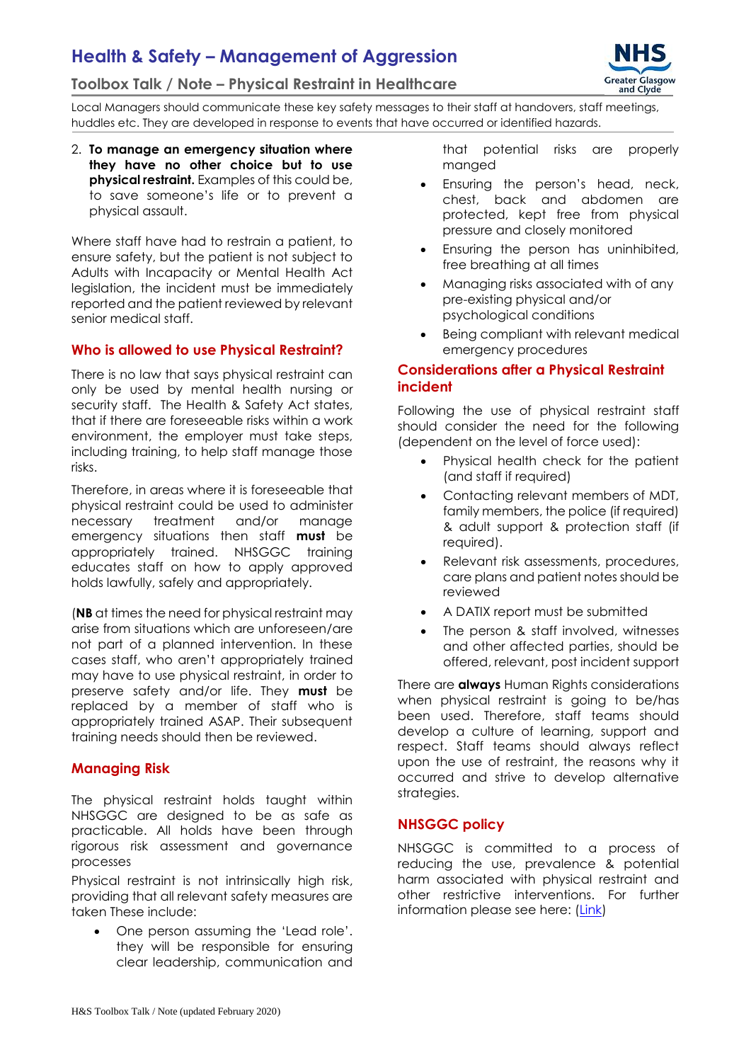# Health & Safety – Management of Aggression

## Toolbox Talk / Note – Physical Restraint in Healthcare

Local Managers should communicate these key safety messages to their staff at handovers, staff meetings, huddles etc. They are developed in response to events that have occurred or identified hazards.

2. **To manage an emergency situation where they have no other choice but to use physical restraint.** Examples of this could be, to save someone's life or to prevent a physical assault.

Where staff have had to restrain a patient, to ensure safety, but the patient is not subject to Adults with Incapacity or Mental Health Act legislation, the incident must be immediately reported and the patient reviewed by relevant senior medical staff.

### Who is allowed to use Physical Restraint?

There is no law that says physical restraint can only be used by mental health nursing or security staff. The Health & Safety Act states, that if there are foreseeable risks within a work environment, the employer must take steps, including training, to help staff manage those risks.

Therefore, in areas where it is foreseeable that physical restraint could be used to administer necessary treatment and/or manage emergency situations then staff **must** be appropriately trained. NHSGGC training educates staff on how to apply approved holds lawfully, safely and appropriately.

(**NB** at times the need for physical restraint may arise from situations which are unforeseen/are not part of a planned intervention. In these cases staff, who aren't appropriately trained may have to use physical restraint, in order to preserve safety and/or life. They **must** be replaced by a member of staff who is appropriately trained ASAP. Their subsequent training needs should then be reviewed.

### Managing Risk

The physical restraint holds taught within NHSGGC are designed to be as safe as practicable. All holds have been through rigorous risk assessment and governance processes

Physical restraint is not intrinsically high risk, providing that all relevant safety measures are taken These include:

- One person assuming the 'Lead role'. they will be responsible for ensuring clear leadership, communication and that potential risks are properly manged
- Ensuring the person's head, neck, chest, back and abdomen are protected, kept free from physical pressure and closely monitored
- Ensuring the person has uninhibited, free breathing at all times
- Managing risks associated with of any pre-existing physical and/or psychological conditions
- Being compliant with relevant medical emergency procedures

### Considerations after a Physical Restraint incident

Following the use of physical restraint staff should consider the need for the following (dependent on the level of force used):

- Physical health check for the patient (and staff if required)
- Contacting relevant members of MDT, family members, the police (if required) & adult support & protection staff (if required).
- Relevant risk assessments, procedures, care plans and patient notes should be reviewed
- A DATIX report must be submitted
- The person & staff involved, witnesses and other affected parties, should be offered, relevant, post incident support

There are **always** Human Rights considerations when physical restraint is going to be/has been used. Therefore, staff teams should develop a culture of learning, support and respect. Staff teams should always reflect upon the use of restraint, the reasons why it occurred and strive to develop alternative strategies.

### NHSGGC policy

NHSGGC is committed to a process of reducing the use, prevalence & potential harm associated with physical restraint and other restrictive interventions. For further information please see here: (Link)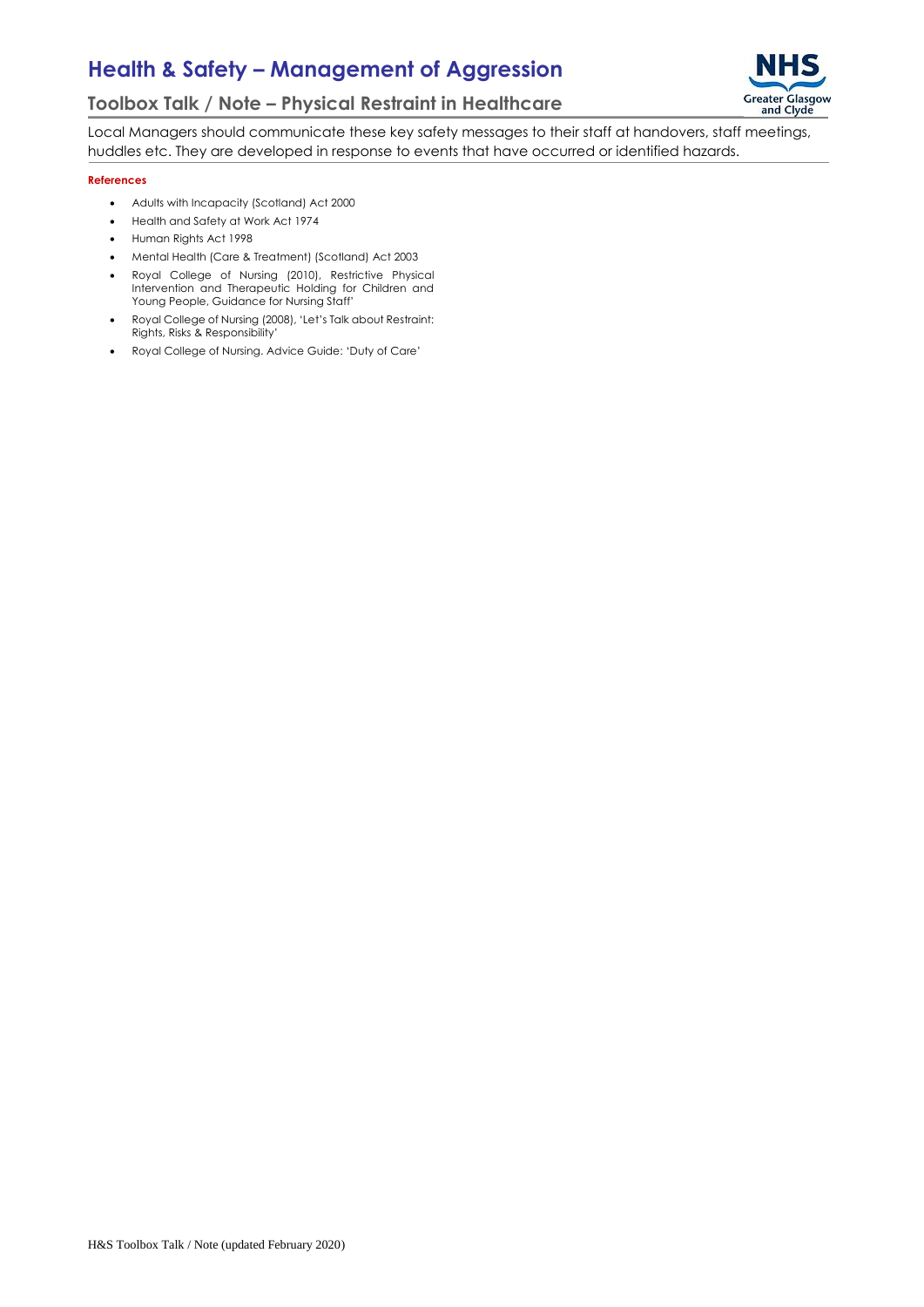# Health & Safety – Management of Aggression

## Toolbox Talk / Note – Physical Restraint in Healthcare

Local Managers should communicate these key safety messages to their staff at handovers, staff meetings, huddles etc. They are developed in response to events that have occurred or identified hazards.

**References**

- Adults with Incapacity (Scotland) Act 2000
- Health and Safety at Work Act 1974
- Human Rights Act 1998
- Mental Health (Care & Treatment) (Scotland) Act 2003
- Royal College of Nursing (2010), Restrictive Physical Intervention and Therapeutic Holding for Children and Young People, Guidance for Nursing Staff'
- Royal College of Nursing (2008), 'Let's Talk about Restraint: Rights, Risks & Responsibility'
- Royal College of Nursing. Advice Guide: 'Duty of Care'